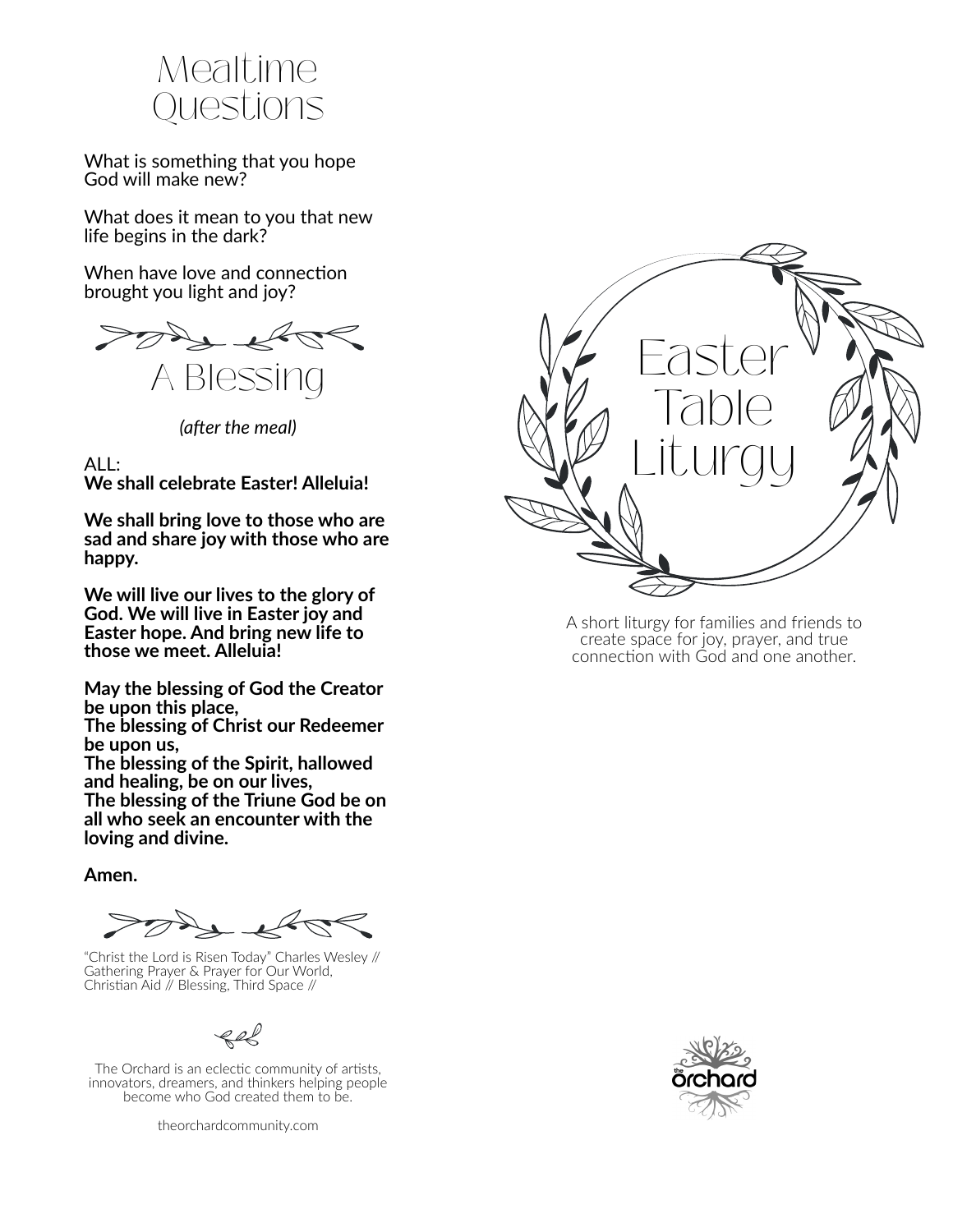# Mealtime Questions

What is something that you hope God will make new?

What does it mean to you that new life begins in the dark?

When have love and connection brought you light and joy?

# A Blessing

*(after the meal)*

ALL:
**We shall celebrate Easter! Alleluia!**

**We shall bring love to those who are sad and share joy with those who are happy.**

**We will live our lives to the glory of God. We will live in Easter joy and Easter hope. And bring new life to those we meet. Alleluia!**

**May the blessing of God the Creator be upon this place,**
**The blessing of Christ our Redeemer be upon us,**
**The blessing of the Spirit, hallowed and healing, be on our lives,**
**The blessing of the Triune God be on all who seek an encounter with the loving and divine.**

**Amen.**

"Christ the Lord is Risen Today" Charles Wesley // Gathering Prayer & Prayer for Our World, Christian Aid // Blessing, Third Space //

The Orchard is an eclectic community of artists, innovators, dreamers, and thinkers helping people become who God created them to be.

theorchardcommunity.com

# Easter Table Liturgy

A short liturgy for families and friends to create space for joy, prayer, and true connection with God and one another.

the orchard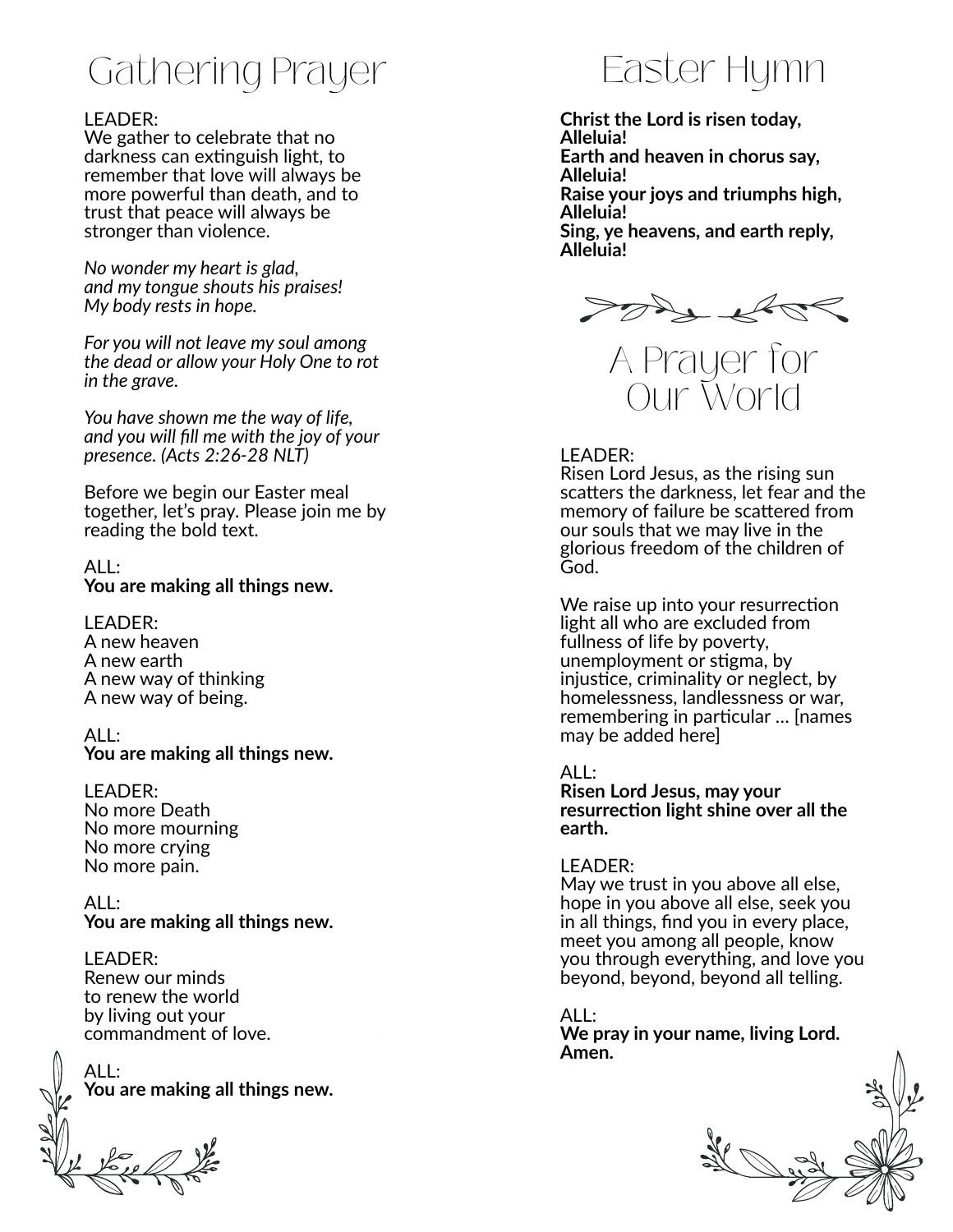# Gathering Prayer

LEADER:
We gather to celebrate that no darkness can extinguish light, to remember that love will always be more powerful than death, and to trust that peace will always be stronger than violence.

*No wonder my heart is glad,*
*and my tongue shouts his praises!*
*My body rests in hope.*

*For you will not leave my soul among the dead or allow your Holy One to rot in the grave.*

*You have shown me the way of life, and you will fill me with the joy of your presence. (Acts 2:26-28 NLT)*

Before we begin our Easter meal together, let's pray. Please join me by reading the bold text.

ALL:
**You are making all things new.**

LEADER:
A new heaven
A new earth
A new way of thinking
A new way of being.

ALL:
**You are making all things new.**

LEADER:
No more Death
No more mourning
No more crying
No more pain.

ALL:
**You are making all things new.**

LEADER:
Renew our minds
to renew the world
by living out your
commandment of love.

ALL:
**You are making all things new.**

# Easter Hymn

**Christ the Lord is risen today,**
**Alleluia!**
**Earth and heaven in chorus say,**
**Alleluia!**
**Raise your joys and triumphs high,**
**Alleluia!**
**Sing, ye heavens, and earth reply,**
**Alleluia!**

# A Prayer for Our World

LEADER:
Risen Lord Jesus, as the rising sun scatters the darkness, let fear and the memory of failure be scattered from our souls that we may live in the glorious freedom of the children of God.

We raise up into your resurrection light all who are excluded from fullness of life by poverty, unemployment or stigma, by injustice, criminality or neglect, by homelessness, landlessness or war, remembering in particular … [names may be added here]

ALL:
**Risen Lord Jesus, may your resurrection light shine over all the earth.**

LEADER:
May we trust in you above all else, hope in you above all else, seek you in all things, find you in every place, meet you among all people, know you through everything, and love you beyond, beyond, beyond all telling.

ALL:
**We pray in your name, living Lord. Amen.**